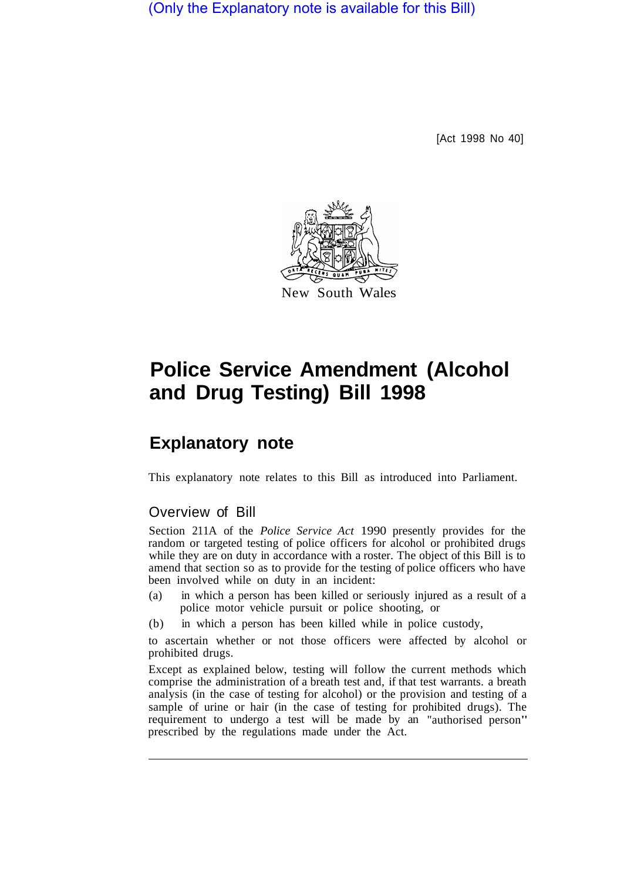(Only the Explanatory note is available for this Bill)

[Act 1998 No 40]

New South Wales

# Police Service Amendment (Alcohol and Drug Testing) Bill 1998

## Explanatory note

This explanatory note relates to this Bill as introduced into Parliament.

### Overview of Bill

Section 211A of the *Police Service Act* 1990 presently provides for the random or targeted testing of police officers for alcohol or prohibited drugs while they are on duty in accordance with a roster. The object of this Bill is to amend that section so as to provide for the testing of police officers who have been involved while on duty in an incident:

(a) in which a person has been killed or seriously injured as a result of a police motor vehicle pursuit or police shooting, or

(b) in which a person has been killed while in police custody,

to ascertain whether or not those officers were affected by alcohol or prohibited drugs.

Except as explained below, testing will follow the current methods which comprise the administration of a breath test and, if that test warrants. a breath analysis (in the case of testing for alcohol) or the provision and testing of a sample of urine or hair (in the case of testing for prohibited drugs). The requirement to undergo a test will be made by an "authorised person" prescribed by the regulations made under the Act.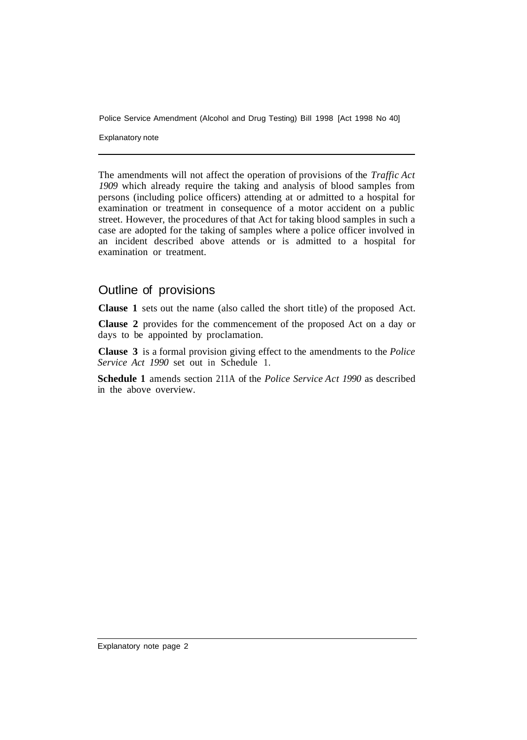The amendments will not affect the operation of provisions of the *Traffic Act 1909* which already require the taking and analysis of blood samples from persons (including police officers) attending at or admitted to a hospital for examination or treatment in consequence of a motor accident on a public street. However, the procedures of that Act for taking blood samples in such a case are adopted for the taking of samples where a police officer involved in an incident described above attends or is admitted to a hospital for examination or treatment.

## Outline of provisions

**Clause 1** sets out the name (also called the short title) of the proposed Act.

**Clause 2** provides for the commencement of the proposed Act on a day or days to be appointed by proclamation.

**Clause 3** is a formal provision giving effect to the amendments to the *Police Service Act 1990* set out in Schedule 1.

**Schedule 1** amends section 211A of the *Police Service Act 1990* as described in the above overview.